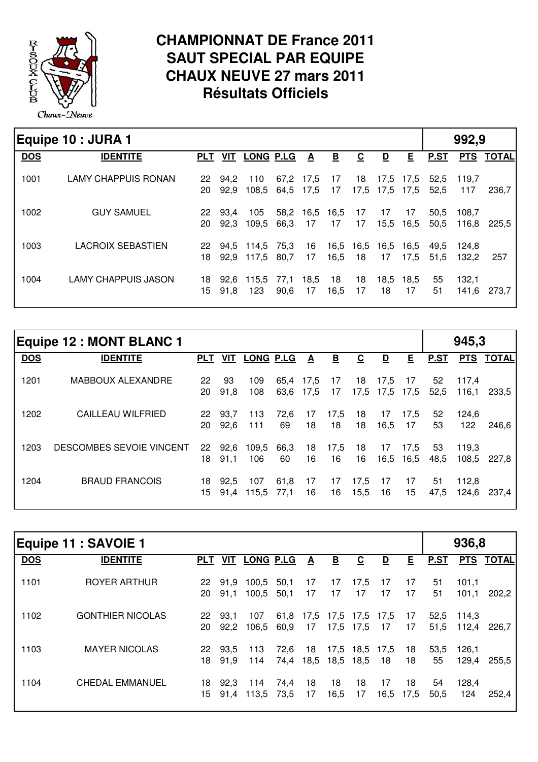# CHAMPIONNAT DE France 2011
# SAUT SPECIAL PAR EQUIPE
# CHAUX NEUVE 27 mars 2011
# Résultats Officiels

## Equipe 10 : JURA 1 — 992,9

| DOS | IDENTITE | PLT | VIT | LONG | P.LG | A | B | C | D | E | P.ST | PTS | TOTAL |
|---|---|---|---|---|---|---|---|---|---|---|---|---|---|
| 1001 | LAMY CHAPPUIS RONAN | 22 | 94,2 | 110 | 67,2 | 17,5 | 17 | 18 | 17,5 | 17,5 | 52,5 | 119,7 | |
| | | 20 | 92,9 | 108,5 | 64,5 | 17,5 | 17 | 17,5 | 17,5 | 17,5 | 52,5 | 117 | 236,7 |
| 1002 | GUY SAMUEL | 22 | 93,4 | 105 | 58,2 | 16,5 | 16,5 | 17 | 17 | 17 | 50,5 | 108,7 | |
| | | 20 | 92,3 | 109,5 | 66,3 | 17 | 17 | 17 | 15,5 | 16,5 | 50,5 | 116,8 | 225,5 |
| 1003 | LACROIX SEBASTIEN | 22 | 94,5 | 114,5 | 75,3 | 16 | 16,5 | 16,5 | 16,5 | 16,5 | 49,5 | 124,8 | |
| | | 18 | 92,9 | 117,5 | 80,7 | 17 | 16,5 | 18 | 17 | 17,5 | 51,5 | 132,2 | 257 |
| 1004 | LAMY CHAPPUIS JASON | 18 | 92,6 | 115,5 | 77,1 | 18,5 | 18 | 18 | 18,5 | 18,5 | 55 | 132,1 | |
| | | 15 | 91,8 | 123 | 90,6 | 17 | 16,5 | 17 | 18 | 17 | 51 | 141,6 | 273,7 |

## Equipe 12 : MONT BLANC 1 — 945,3

| DOS | IDENTITE | PLT | VIT | LONG | P.LG | A | B | C | D | E | P.ST | PTS | TOTAL |
|---|---|---|---|---|---|---|---|---|---|---|---|---|---|
| 1201 | MABBOUX ALEXANDRE | 22 | 93 | 109 | 65,4 | 17,5 | 17 | 18 | 17,5 | 17 | 52 | 117,4 | |
| | | 20 | 91,8 | 108 | 63,6 | 17,5 | 17 | 17,5 | 17,5 | 17,5 | 52,5 | 116,1 | 233,5 |
| 1202 | CAILLEAU WILFRIED | 22 | 93,7 | 113 | 72,6 | 17 | 17,5 | 18 | 17 | 17,5 | 52 | 124,6 | |
| | | 20 | 92,6 | 111 | 69 | 18 | 18 | 18 | 16,5 | 17 | 53 | 122 | 246,6 |
| 1203 | DESCOMBES SEVOIE VINCENT | 22 | 92,6 | 109,5 | 66,3 | 18 | 17,5 | 18 | 17 | 17,5 | 53 | 119,3 | |
| | | 18 | 91,1 | 106 | 60 | 16 | 16 | 16 | 16,5 | 16,5 | 48,5 | 108,5 | 227,8 |
| 1204 | BRAUD FRANCOIS | 18 | 92,5 | 107 | 61,8 | 17 | 17 | 17,5 | 17 | 17 | 51 | 112,8 | |
| | | 15 | 91,4 | 115,5 | 77,1 | 16 | 16 | 15,5 | 16 | 15 | 47,5 | 124,6 | 237,4 |

## Equipe 11 : SAVOIE 1 — 936,8

| DOS | IDENTITE | PLT | VIT | LONG | P.LG | A | B | C | D | E | P.ST | PTS | TOTAL |
|---|---|---|---|---|---|---|---|---|---|---|---|---|---|
| 1101 | ROYER ARTHUR | 22 | 91,9 | 100,5 | 50,1 | 17 | 17 | 17,5 | 17 | 17 | 51 | 101,1 | |
| | | 20 | 91,1 | 100,5 | 50,1 | 17 | 17 | 17 | 17 | 17 | 51 | 101,1 | 202,2 |
| 1102 | GONTHIER NICOLAS | 22 | 93,1 | 107 | 61,8 | 17,5 | 17,5 | 17,5 | 17,5 | 17 | 52,5 | 114,3 | |
| | | 20 | 92,2 | 106,5 | 60,9 | 17 | 17,5 | 17,5 | 17 | 17 | 51,5 | 112,4 | 226,7 |
| 1103 | MAYER NICOLAS | 22 | 93,5 | 113 | 72,6 | 18 | 17,5 | 18,5 | 17,5 | 18 | 53,5 | 126,1 | |
| | | 18 | 91,9 | 114 | 74,4 | 18,5 | 18,5 | 18,5 | 18 | 18 | 55 | 129,4 | 255,5 |
| 1104 | CHEDAL EMMANUEL | 18 | 92,3 | 114 | 74,4 | 18 | 18 | 18 | 17 | 18 | 54 | 128,4 | |
| | | 15 | 91,4 | 113,5 | 73,5 | 17 | 16,5 | 17 | 16,5 | 17,5 | 50,5 | 124 | 252,4 |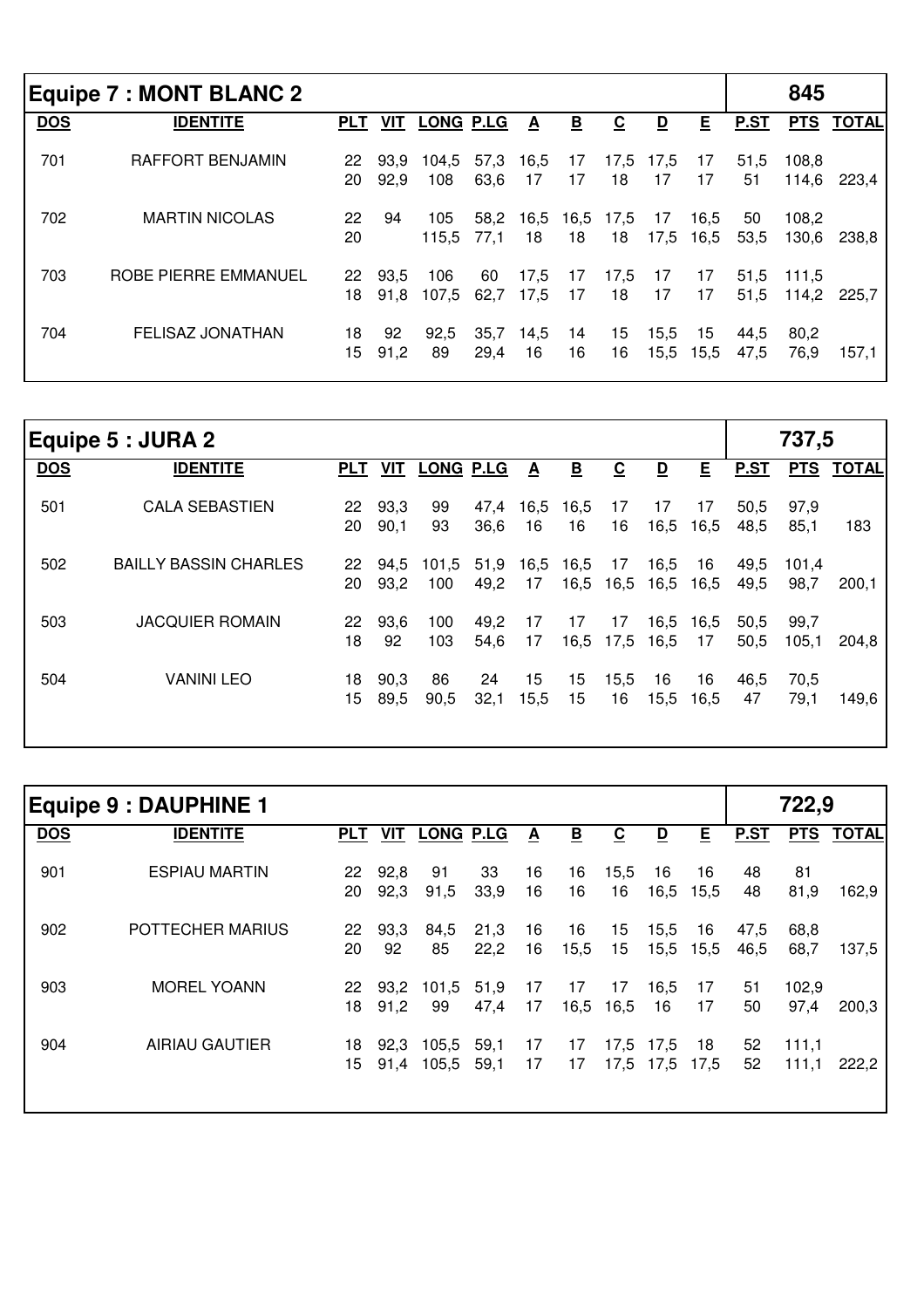## Equipe 7 : MONT BLANC 2 — 845

| DOS | IDENTITE | PLT | VIT | LONG | P.LG | A | B | C | D | E | P.ST | PTS | TOTAL |
|---|---|---|---|---|---|---|---|---|---|---|---|---|---|
| 701 | RAFFORT BENJAMIN | 22 | 93,9 | 104,5 | 57,3 | 16,5 | 17 | 17,5 | 17,5 | 17 | 51,5 | 108,8 | |
| | | 20 | 92,9 | 108 | 63,6 | 17 | 17 | 18 | 17 | 17 | 51 | 114,6 | 223,4 |
| 702 | MARTIN NICOLAS | 22 | 94 | 105 | 58,2 | 16,5 | 16,5 | 17,5 | 17 | 16,5 | 50 | 108,2 | |
| | | 20 | | 115,5 | 77,1 | 18 | 18 | 18 | 17,5 | 16,5 | 53,5 | 130,6 | 238,8 |
| 703 | ROBE PIERRE EMMANUEL | 22 | 93,5 | 106 | 60 | 17,5 | 17 | 17,5 | 17 | 17 | 51,5 | 111,5 | |
| | | 18 | 91,8 | 107,5 | 62,7 | 17,5 | 17 | 18 | 17 | 17 | 51,5 | 114,2 | 225,7 |
| 704 | FELISAZ JONATHAN | 18 | 92 | 92,5 | 35,7 | 14,5 | 14 | 15 | 15,5 | 15 | 44,5 | 80,2 | |
| | | 15 | 91,2 | 89 | 29,4 | 16 | 16 | 16 | 15,5 | 15,5 | 47,5 | 76,9 | 157,1 |

## Equipe 5 : JURA 2 — 737,5

| DOS | IDENTITE | PLT | VIT | LONG | P.LG | A | B | C | D | E | P.ST | PTS | TOTAL |
|---|---|---|---|---|---|---|---|---|---|---|---|---|---|
| 501 | CALA SEBASTIEN | 22 | 93,3 | 99 | 47,4 | 16,5 | 16,5 | 17 | 17 | 17 | 50,5 | 97,9 | |
| | | 20 | 90,1 | 93 | 36,6 | 16 | 16 | 16 | 16,5 | 16,5 | 48,5 | 85,1 | 183 |
| 502 | BAILLY BASSIN CHARLES | 22 | 94,5 | 101,5 | 51,9 | 16,5 | 16,5 | 17 | 16,5 | 16 | 49,5 | 101,4 | |
| | | 20 | 93,2 | 100 | 49,2 | 17 | 16,5 | 16,5 | 16,5 | 16,5 | 49,5 | 98,7 | 200,1 |
| 503 | JACQUIER ROMAIN | 22 | 93,6 | 100 | 49,2 | 17 | 17 | 17 | 16,5 | 16,5 | 50,5 | 99,7 | |
| | | 18 | 92 | 103 | 54,6 | 17 | 16,5 | 17,5 | 16,5 | 17 | 50,5 | 105,1 | 204,8 |
| 504 | VANINI LEO | 18 | 90,3 | 86 | 24 | 15 | 15 | 15,5 | 16 | 16 | 46,5 | 70,5 | |
| | | 15 | 89,5 | 90,5 | 32,1 | 15,5 | 15 | 16 | 15,5 | 16,5 | 47 | 79,1 | 149,6 |

## Equipe 9 : DAUPHINE 1 — 722,9

| DOS | IDENTITE | PLT | VIT | LONG | P.LG | A | B | C | D | E | P.ST | PTS | TOTAL |
|---|---|---|---|---|---|---|---|---|---|---|---|---|---|
| 901 | ESPIAU MARTIN | 22 | 92,8 | 91 | 33 | 16 | 16 | 15,5 | 16 | 16 | 48 | 81 | |
| | | 20 | 92,3 | 91,5 | 33,9 | 16 | 16 | 16 | 16,5 | 15,5 | 48 | 81,9 | 162,9 |
| 902 | POTTECHER MARIUS | 22 | 93,3 | 84,5 | 21,3 | 16 | 16 | 15 | 15,5 | 16 | 47,5 | 68,8 | |
| | | 20 | 92 | 85 | 22,2 | 16 | 15,5 | 15 | 15,5 | 15,5 | 46,5 | 68,7 | 137,5 |
| 903 | MOREL YOANN | 22 | 93,2 | 101,5 | 51,9 | 17 | 17 | 17 | 16,5 | 17 | 51 | 102,9 | |
| | | 18 | 91,2 | 99 | 47,4 | 17 | 16,5 | 16,5 | 16 | 17 | 50 | 97,4 | 200,3 |
| 904 | AIRIAU GAUTIER | 18 | 92,3 | 105,5 | 59,1 | 17 | 17 | 17,5 | 17,5 | 18 | 52 | 111,1 | |
| | | 15 | 91,4 | 105,5 | 59,1 | 17 | 17 | 17,5 | 17,5 | 17,5 | 52 | 111,1 | 222,2 |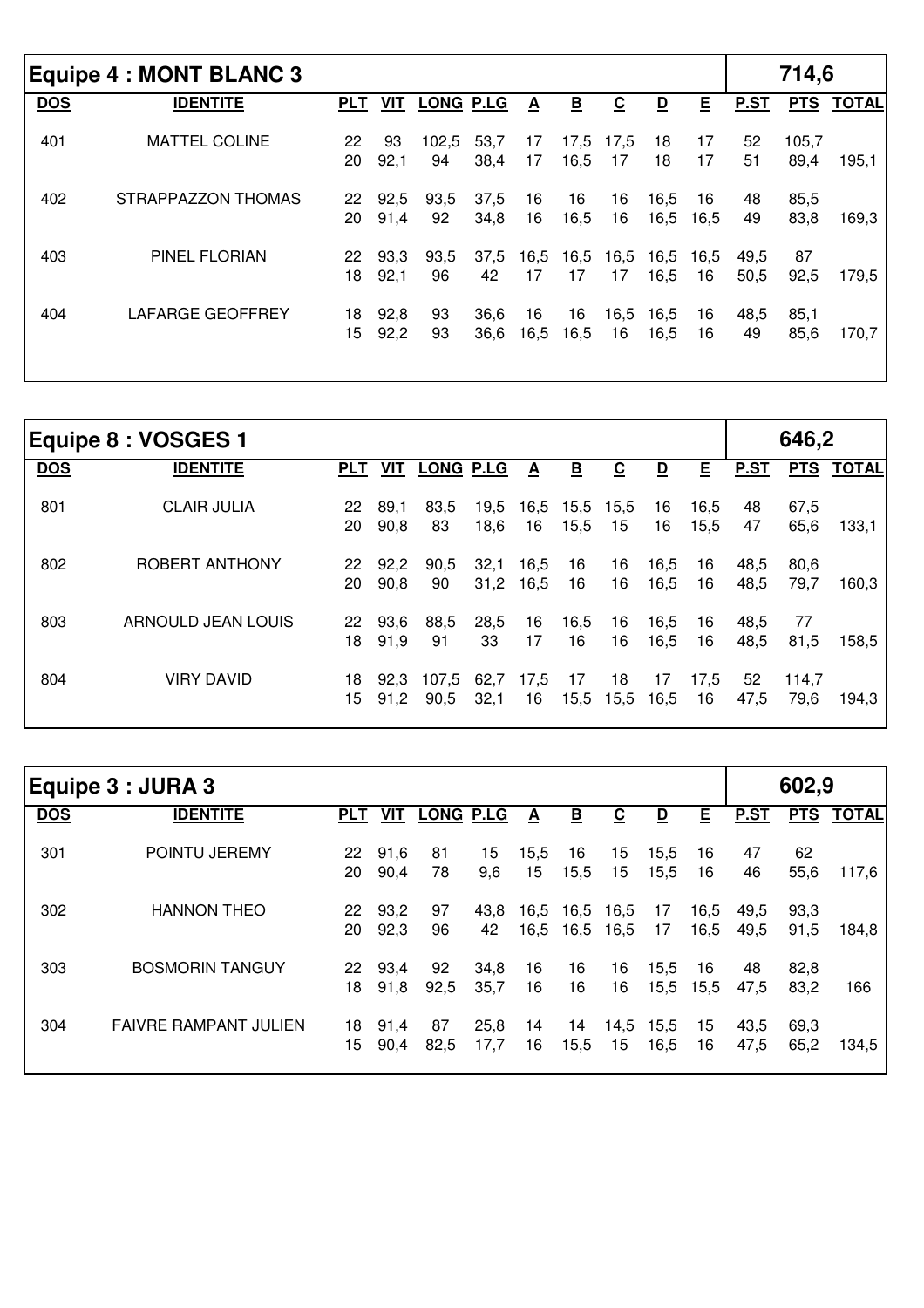## Equipe 4 : MONT BLANC 3

**714,6**

| DOS | IDENTITE | PLT | VIT | LONG | P.LG | A | B | C | D | E | P.ST | PTS | TOTAL |
|---|---|---|---|---|---|---|---|---|---|---|---|---|---|
| 401 | MATTEL COLINE | 22 | 93 | 102,5 | 53,7 | 17 | 17,5 | 17,5 | 18 | 17 | 52 | 105,7 | |
| | | 20 | 92,1 | 94 | 38,4 | 17 | 16,5 | 17 | 18 | 17 | 51 | 89,4 | 195,1 |
| 402 | STRAPPAZZON THOMAS | 22 | 92,5 | 93,5 | 37,5 | 16 | 16 | 16 | 16,5 | 16 | 48 | 85,5 | |
| | | 20 | 91,4 | 92 | 34,8 | 16 | 16,5 | 16 | 16,5 | 16,5 | 49 | 83,8 | 169,3 |
| 403 | PINEL FLORIAN | 22 | 93,3 | 93,5 | 37,5 | 16,5 | 16,5 | 16,5 | 16,5 | 16,5 | 49,5 | 87 | |
| | | 18 | 92,1 | 96 | 42 | 17 | 17 | 17 | 16,5 | 16 | 50,5 | 92,5 | 179,5 |
| 404 | LAFARGE GEOFFREY | 18 | 92,8 | 93 | 36,6 | 16 | 16 | 16,5 | 16,5 | 16 | 48,5 | 85,1 | |
| | | 15 | 92,2 | 93 | 36,6 | 16,5 | 16,5 | 16 | 16,5 | 16 | 49 | 85,6 | 170,7 |

## Equipe 8 : VOSGES 1

**646,2**

| DOS | IDENTITE | PLT | VIT | LONG | P.LG | A | B | C | D | E | P.ST | PTS | TOTAL |
|---|---|---|---|---|---|---|---|---|---|---|---|---|---|
| 801 | CLAIR JULIA | 22 | 89,1 | 83,5 | 19,5 | 16,5 | 15,5 | 15,5 | 16 | 16,5 | 48 | 67,5 | |
| | | 20 | 90,8 | 83 | 18,6 | 16 | 15,5 | 15 | 16 | 15,5 | 47 | 65,6 | 133,1 |
| 802 | ROBERT ANTHONY | 22 | 92,2 | 90,5 | 32,1 | 16,5 | 16 | 16 | 16,5 | 16 | 48,5 | 80,6 | |
| | | 20 | 90,8 | 90 | 31,2 | 16,5 | 16 | 16 | 16,5 | 16 | 48,5 | 79,7 | 160,3 |
| 803 | ARNOULD JEAN LOUIS | 22 | 93,6 | 88,5 | 28,5 | 16 | 16,5 | 16 | 16,5 | 16 | 48,5 | 77 | |
| | | 18 | 91,9 | 91 | 33 | 17 | 16 | 16 | 16,5 | 16 | 48,5 | 81,5 | 158,5 |
| 804 | VIRY DAVID | 18 | 92,3 | 107,5 | 62,7 | 17,5 | 17 | 18 | 17 | 17,5 | 52 | 114,7 | |
| | | 15 | 91,2 | 90,5 | 32,1 | 16 | 15,5 | 15,5 | 16,5 | 16 | 47,5 | 79,6 | 194,3 |

## Equipe 3 : JURA 3

**602,9**

| DOS | IDENTITE | PLT | VIT | LONG | P.LG | A | B | C | D | E | P.ST | PTS | TOTAL |
|---|---|---|---|---|---|---|---|---|---|---|---|---|---|
| 301 | POINTU JEREMY | 22 | 91,6 | 81 | 15 | 15,5 | 16 | 15 | 15,5 | 16 | 47 | 62 | |
| | | 20 | 90,4 | 78 | 9,6 | 15 | 15,5 | 15 | 15,5 | 16 | 46 | 55,6 | 117,6 |
| 302 | HANNON THEO | 22 | 93,2 | 97 | 43,8 | 16,5 | 16,5 | 16,5 | 17 | 16,5 | 49,5 | 93,3 | |
| | | 20 | 92,3 | 96 | 42 | 16,5 | 16,5 | 16,5 | 17 | 16,5 | 49,5 | 91,5 | 184,8 |
| 303 | BOSMORIN TANGUY | 22 | 93,4 | 92 | 34,8 | 16 | 16 | 16 | 15,5 | 16 | 48 | 82,8 | |
| | | 18 | 91,8 | 92,5 | 35,7 | 16 | 16 | 16 | 15,5 | 15,5 | 47,5 | 83,2 | 166 |
| 304 | FAIVRE RAMPANT JULIEN | 18 | 91,4 | 87 | 25,8 | 14 | 14 | 14,5 | 15,5 | 15 | 43,5 | 69,3 | |
| | | 15 | 90,4 | 82,5 | 17,7 | 16 | 15,5 | 15 | 16,5 | 16 | 47,5 | 65,2 | 134,5 |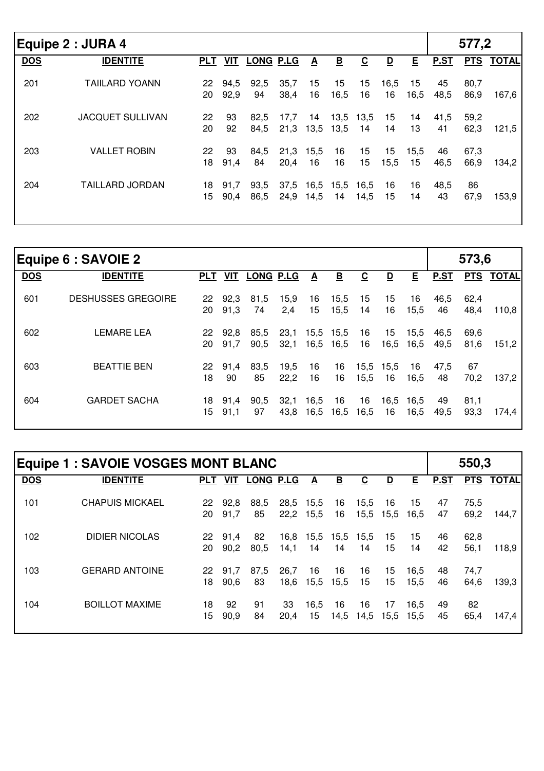## Equipe 2 : JURA 4 — 577,2

| DOS | IDENTITE | PLT | VIT | LONG | P.LG | A | B | C | D | E | P.ST | PTS | TOTAL |
|---|---|---|---|---|---|---|---|---|---|---|---|---|---|
| 201 | TAIILARD YOANN | 22 | 94,5 | 92,5 | 35,7 | 15 | 15 | 15 | 16,5 | 15 | 45 | 80,7 | |
| | | 20 | 92,9 | 94 | 38,4 | 16 | 16,5 | 16 | 16 | 16,5 | 48,5 | 86,9 | 167,6 |
| 202 | JACQUET SULLIVAN | 22 | 93 | 82,5 | 17,7 | 14 | 13,5 | 13,5 | 15 | 14 | 41,5 | 59,2 | |
| | | 20 | 92 | 84,5 | 21,3 | 13,5 | 13,5 | 14 | 14 | 13 | 41 | 62,3 | 121,5 |
| 203 | VALLET ROBIN | 22 | 93 | 84,5 | 21,3 | 15,5 | 16 | 15 | 15 | 15,5 | 46 | 67,3 | |
| | | 18 | 91,4 | 84 | 20,4 | 16 | 16 | 15 | 15,5 | 15 | 46,5 | 66,9 | 134,2 |
| 204 | TAILLARD JORDAN | 18 | 91,7 | 93,5 | 37,5 | 16,5 | 15,5 | 16,5 | 16 | 16 | 48,5 | 86 | |
| | | 15 | 90,4 | 86,5 | 24,9 | 14,5 | 14 | 14,5 | 15 | 14 | 43 | 67,9 | 153,9 |

## Equipe 6 : SAVOIE 2 — 573,6

| DOS | IDENTITE | PLT | VIT | LONG | P.LG | A | B | C | D | E | P.ST | PTS | TOTAL |
|---|---|---|---|---|---|---|---|---|---|---|---|---|---|
| 601 | DESHUSSES GREGOIRE | 22 | 92,3 | 81,5 | 15,9 | 16 | 15,5 | 15 | 15 | 16 | 46,5 | 62,4 | |
| | | 20 | 91,3 | 74 | 2,4 | 15 | 15,5 | 14 | 16 | 15,5 | 46 | 48,4 | 110,8 |
| 602 | LEMARE LEA | 22 | 92,8 | 85,5 | 23,1 | 15,5 | 15,5 | 16 | 15 | 15,5 | 46,5 | 69,6 | |
| | | 20 | 91,7 | 90,5 | 32,1 | 16,5 | 16,5 | 16 | 16,5 | 16,5 | 49,5 | 81,6 | 151,2 |
| 603 | BEATTIE BEN | 22 | 91,4 | 83,5 | 19,5 | 16 | 16 | 15,5 | 15,5 | 16 | 47,5 | 67 | |
| | | 18 | 90 | 85 | 22,2 | 16 | 16 | 15,5 | 16 | 16,5 | 48 | 70,2 | 137,2 |
| 604 | GARDET SACHA | 18 | 91,4 | 90,5 | 32,1 | 16,5 | 16 | 16 | 16,5 | 16,5 | 49 | 81,1 | |
| | | 15 | 91,1 | 97 | 43,8 | 16,5 | 16,5 | 16,5 | 16 | 16,5 | 49,5 | 93,3 | 174,4 |

## Equipe 1 : SAVOIE VOSGES MONT BLANC — 550,3

| DOS | IDENTITE | PLT | VIT | LONG | P.LG | A | B | C | D | E | P.ST | PTS | TOTAL |
|---|---|---|---|---|---|---|---|---|---|---|---|---|---|
| 101 | CHAPUIS MICKAEL | 22 | 92,8 | 88,5 | 28,5 | 15,5 | 16 | 15,5 | 16 | 15 | 47 | 75,5 | |
| | | 20 | 91,7 | 85 | 22,2 | 15,5 | 16 | 15,5 | 15,5 | 16,5 | 47 | 69,2 | 144,7 |
| 102 | DIDIER NICOLAS | 22 | 91,4 | 82 | 16,8 | 15,5 | 15,5 | 15,5 | 15 | 15 | 46 | 62,8 | |
| | | 20 | 90,2 | 80,5 | 14,1 | 14 | 14 | 14 | 15 | 14 | 42 | 56,1 | 118,9 |
| 103 | GERARD ANTOINE | 22 | 91,7 | 87,5 | 26,7 | 16 | 16 | 16 | 15 | 16,5 | 48 | 74,7 | |
| | | 18 | 90,6 | 83 | 18,6 | 15,5 | 15,5 | 15 | 15 | 15,5 | 46 | 64,6 | 139,3 |
| 104 | BOILLOT MAXIME | 18 | 92 | 91 | 33 | 16,5 | 16 | 16 | 17 | 16,5 | 49 | 82 | |
| | | 15 | 90,9 | 84 | 20,4 | 15 | 14,5 | 14,5 | 15,5 | 15,5 | 45 | 65,4 | 147,4 |